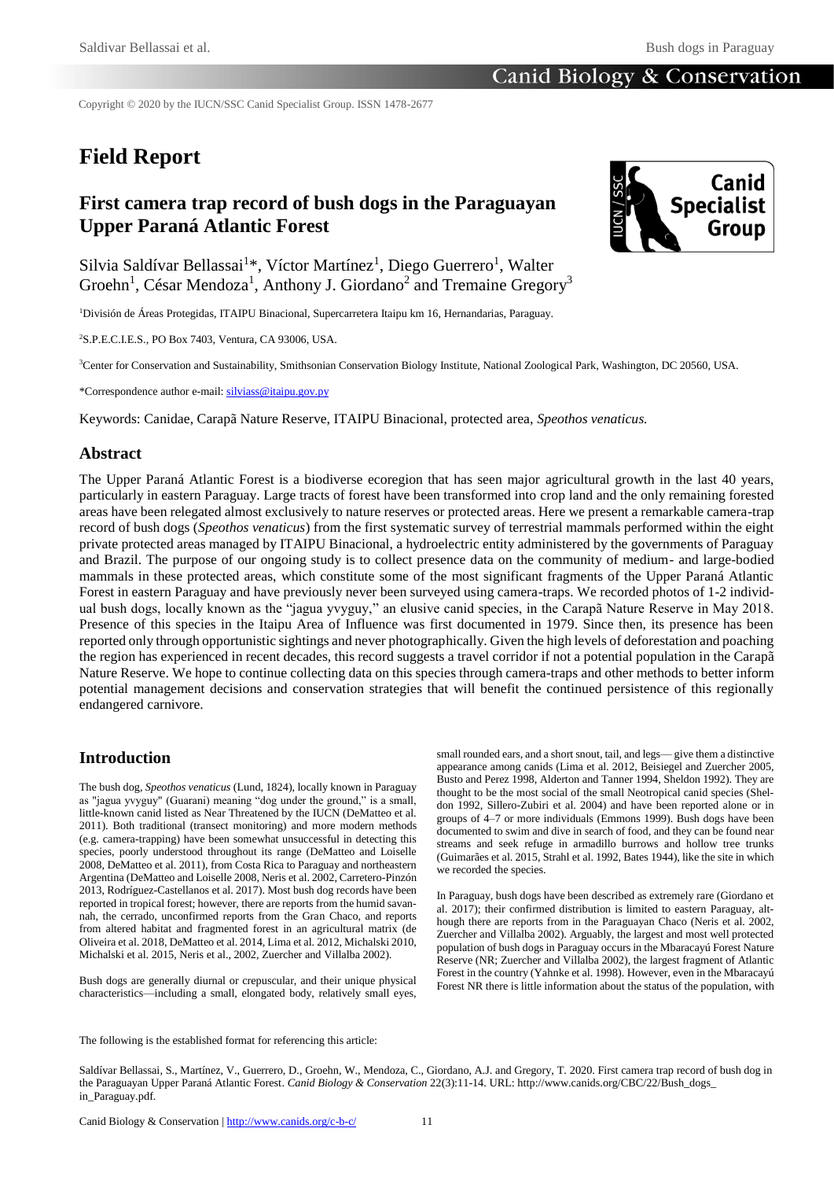Copyright © 2020 by the IUCN/SSC Canid Specialist Group. ISSN 1478-2677

# Field Report

## First camera trap record of bush dogs in the Paraguayan Upper Paraná Atlantic Forest

Silvia Saldívar Bellassai[1]*, Víctor Martínez[1], Diego Guerrero[1], Walter Groehn[1], César Mendoza[1], Anthony J. Giordano[2] and Tremaine Gregory[3]

[1]División de Áreas Protegidas, ITAIPU Binacional, Supercarretera Itaipu km 16, Hernandarias, Paraguay.

[2]S.P.E.C.I.E.S., PO Box 7403, Ventura, CA 93006, USA.

[3]Center for Conservation and Sustainability, Smithsonian Conservation Biology Institute, National Zoological Park, Washington, DC 20560, USA.

*Correspondence author e-mail: silviass@itaipu.gov.py

Keywords: Canidae, Carapã Nature Reserve, ITAIPU Binacional, protected area, *Speothos venaticus.*

### Abstract

The Upper Paraná Atlantic Forest is a biodiverse ecoregion that has seen major agricultural growth in the last 40 years, particularly in eastern Paraguay. Large tracts of forest have been transformed into crop land and the only remaining forested areas have been relegated almost exclusively to nature reserves or protected areas. Here we present a remarkable camera-trap record of bush dogs (*Speothos venaticus*) from the first systematic survey of terrestrial mammals performed within the eight private protected areas managed by ITAIPU Binacional, a hydroelectric entity administered by the governments of Paraguay and Brazil. The purpose of our ongoing study is to collect presence data on the community of medium- and large-bodied mammals in these protected areas, which constitute some of the most significant fragments of the Upper Paraná Atlantic Forest in eastern Paraguay and have previously never been surveyed using camera-traps. We recorded photos of 1-2 individual bush dogs, locally known as the "jagua yvyguy," an elusive canid species, in the Carapã Nature Reserve in May 2018. Presence of this species in the Itaipu Area of Influence was first documented in 1979. Since then, its presence has been reported only through opportunistic sightings and never photographically. Given the high levels of deforestation and poaching the region has experienced in recent decades, this record suggests a travel corridor if not a potential population in the Carapã Nature Reserve. We hope to continue collecting data on this species through camera-traps and other methods to better inform potential management decisions and conservation strategies that will benefit the continued persistence of this regionally endangered carnivore.

### Introduction

The bush dog, *Speothos venaticus* (Lund, 1824), locally known in Paraguay as "jagua yvyguy" (Guarani) meaning "dog under the ground," is a small, little-known canid listed as Near Threatened by the IUCN (DeMatteo et al. 2011). Both traditional (transect monitoring) and more modern methods (e.g. camera-trapping) have been somewhat unsuccessful in detecting this species, poorly understood throughout its range (DeMatteo and Loiselle 2008, DeMatteo et al. 2011), from Costa Rica to Paraguay and northeastern Argentina (DeMatteo and Loiselle 2008, Neris et al. 2002, Carretero-Pinzón 2013, Rodríguez-Castellanos et al. 2017). Most bush dog records have been reported in tropical forest; however, there are reports from the humid savannah, the cerrado, unconfirmed reports from the Gran Chaco, and reports from altered habitat and fragmented forest in an agricultural matrix (de Oliveira et al. 2018, DeMatteo et al. 2014, Lima et al. 2012, Michalski 2010, Michalski et al. 2015, Neris et al., 2002, Zuercher and Villalba 2002).

Bush dogs are generally diurnal or crepuscular, and their unique physical characteristics—including a small, elongated body, relatively small eyes, small rounded ears, and a short snout, tail, and legs— give them a distinctive appearance among canids (Lima et al. 2012, Beisiegel and Zuercher 2005, Busto and Perez 1998, Alderton and Tanner 1994, Sheldon 1992). They are thought to be the most social of the small Neotropical canid species (Sheldon 1992, Sillero-Zubiri et al. 2004) and have been reported alone or in groups of 4–7 or more individuals (Emmons 1999). Bush dogs have been documented to swim and dive in search of food, and they can be found near streams and seek refuge in armadillo burrows and hollow tree trunks (Guimarães et al. 2015, Strahl et al. 1992, Bates 1944), like the site in which we recorded the species.

In Paraguay, bush dogs have been described as extremely rare (Giordano et al. 2017); their confirmed distribution is limited to eastern Paraguay, although there are reports from in the Paraguayan Chaco (Neris et al. 2002, Zuercher and Villalba 2002). Arguably, the largest and most well protected population of bush dogs in Paraguay occurs in the Mbaracayú Forest Nature Reserve (NR; Zuercher and Villalba 2002), the largest fragment of Atlantic Forest in the country (Yahnke et al. 1998). However, even in the Mbaracayú Forest NR there is little information about the status of the population, with

The following is the established format for referencing this article:

Saldívar Bellassai, S., Martínez, V., Guerrero, D., Groehn, W., Mendoza, C., Giordano, A.J. and Gregory, T. 2020. First camera trap record of bush dog in the Paraguayan Upper Paraná Atlantic Forest. *Canid Biology & Conservation* 22(3):11-14. URL: http://www.canids.org/CBC/22/Bush_dogs_in_Paraguay.pdf.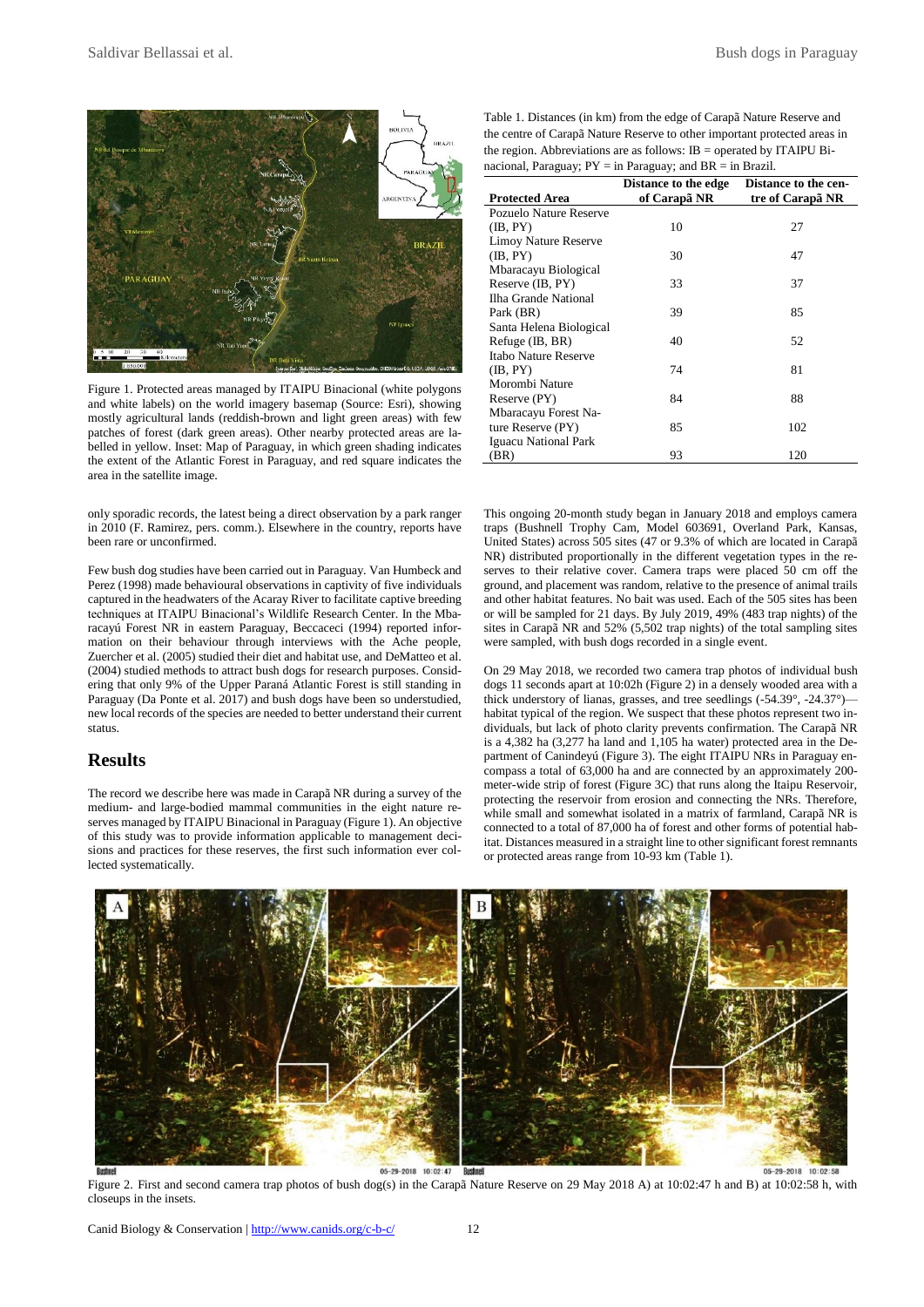Figure 1. Protected areas managed by ITAIPU Binacional (white polygons and white labels) on the world imagery basemap (Source: Esri), showing mostly agricultural lands (reddish-brown and light green areas) with few patches of forest (dark green areas). Other nearby protected areas are labelled in yellow. Inset: Map of Paraguay, in which green shading indicates the extent of the Atlantic Forest in Paraguay, and red square indicates the area in the satellite image.

only sporadic records, the latest being a direct observation by a park ranger in 2010 (F. Ramirez, pers. comm.). Elsewhere in the country, reports have been rare or unconfirmed.

Few bush dog studies have been carried out in Paraguay. Van Humbeck and Perez (1998) made behavioural observations in captivity of five individuals captured in the headwaters of the Acaray River to facilitate captive breeding techniques at ITAIPU Binacional's Wildlife Research Center. In the Mbaracayú Forest NR in eastern Paraguay, Beccaceci (1994) reported information on their behaviour through interviews with the Ache people, Zuercher et al. (2005) studied their diet and habitat use, and DeMatteo et al. (2004) studied methods to attract bush dogs for research purposes. Considering that only 9% of the Upper Paraná Atlantic Forest is still standing in Paraguay (Da Ponte et al. 2017) and bush dogs have been so understudied, new local records of the species are needed to better understand their current status.

## Results

The record we describe here was made in Carapã NR during a survey of the medium- and large-bodied mammal communities in the eight nature reserves managed by ITAIPU Binacional in Paraguay (Figure 1). An objective of this study was to provide information applicable to management decisions and practices for these reserves, the first such information ever collected systematically.

Table 1. Distances (in km) from the edge of Carapã Nature Reserve and the centre of Carapã Nature Reserve to other important protected areas in the region. Abbreviations are as follows: IB = operated by ITAIPU Binacional, Paraguay; PY = in Paraguay; and BR = in Brazil.

| Protected Area | Distance to the edge of Carapã NR | Distance to the centre of Carapã NR |
|---|---|---|
| Pozuelo Nature Reserve (IB, PY) | 10 | 27 |
| Limoy Nature Reserve (IB, PY) | 30 | 47 |
| Mbaracayu Biological Reserve (IB, PY) | 33 | 37 |
| Ilha Grande National Park (BR) | 39 | 85 |
| Santa Helena Biological Refuge (IB, BR) | 40 | 52 |
| Itabo Nature Reserve (IB, PY) | 74 | 81 |
| Morombi Nature Reserve (PY) | 84 | 88 |
| Mbaracayu Forest Nature Reserve (PY) | 85 | 102 |
| Iguacu National Park (BR) | 93 | 120 |

This ongoing 20-month study began in January 2018 and employs camera traps (Bushnell Trophy Cam, Model 603691, Overland Park, Kansas, United States) across 505 sites (47 or 9.3% of which are located in Carapã NR) distributed proportionally in the different vegetation types in the reserves to their relative cover. Camera traps were placed 50 cm off the ground, and placement was random, relative to the presence of animal trails and other habitat features. No bait was used. Each of the 505 sites has been or will be sampled for 21 days. By July 2019, 49% (483 trap nights) of the sites in Carapã NR and 52% (5,502 trap nights) of the total sampling sites were sampled, with bush dogs recorded in a single event.

On 29 May 2018, we recorded two camera trap photos of individual bush dogs 11 seconds apart at 10:02h (Figure 2) in a densely wooded area with a thick understory of lianas, grasses, and tree seedlings (-54.39°, -24.37°)—habitat typical of the region. We suspect that these photos represent two individuals, but lack of photo clarity prevents confirmation. The Carapã NR is a 4,382 ha (3,277 ha land and 1,105 ha water) protected area in the Department of Canindeyú (Figure 3). The eight ITAIPU NRs in Paraguay encompass a total of 63,000 ha and are connected by an approximately 200-meter-wide strip of forest (Figure 3C) that runs along the Itaipu Reservoir, protecting the reservoir from erosion and connecting the NRs. Therefore, while small and somewhat isolated in a matrix of farmland, Carapã NR is connected to a total of 87,000 ha of forest and other forms of potential habitat. Distances measured in a straight line to other significant forest remnants or protected areas range from 10-93 km (Table 1).

Figure 2. First and second camera trap photos of bush dog(s) in the Carapã Nature Reserve on 29 May 2018 A) at 10:02:47 h and B) at 10:02:58 h, with closeups in the insets.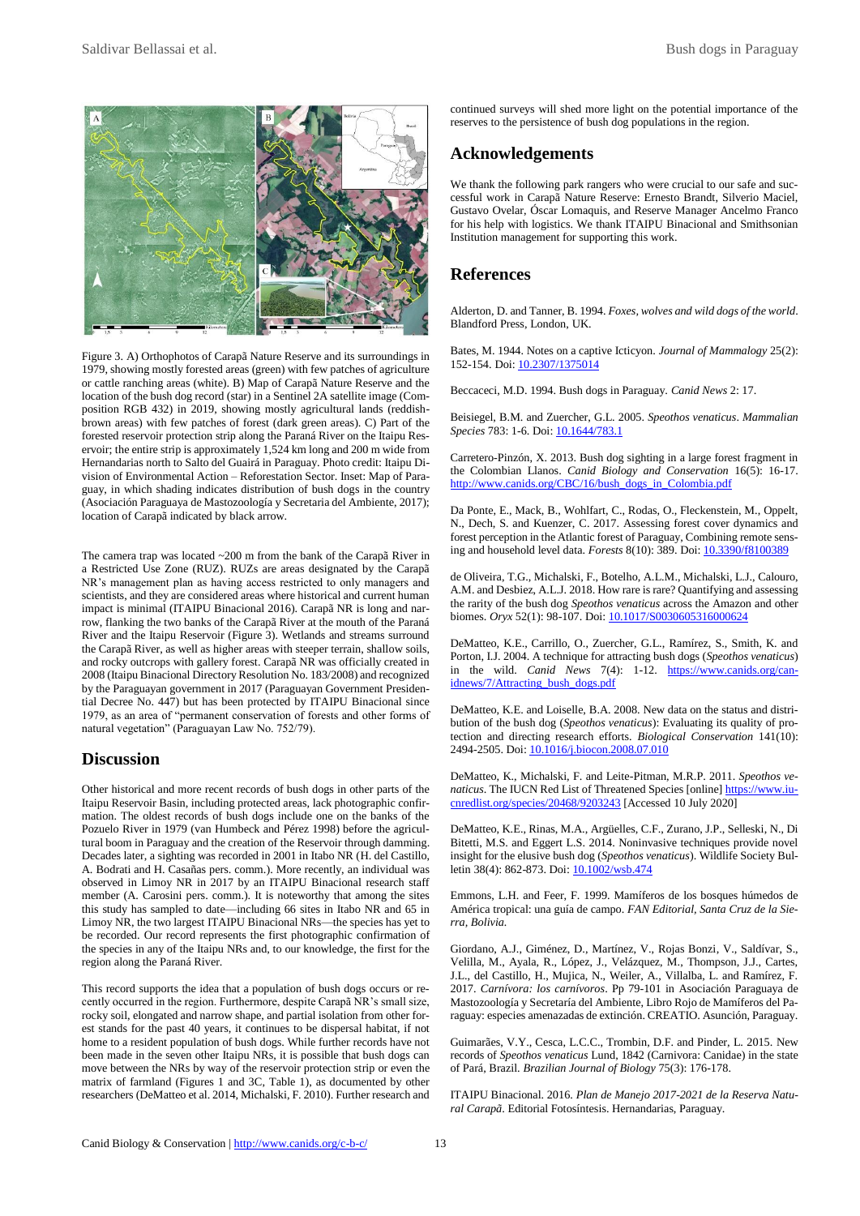Figure 3. A) Orthophotos of Carapã Nature Reserve and its surroundings in 1979, showing mostly forested areas (green) with few patches of agriculture or cattle ranching areas (white). B) Map of Carapã Nature Reserve and the location of the bush dog record (star) in a Sentinel 2A satellite image (Composition RGB 432) in 2019, showing mostly agricultural lands (reddish-brown areas) with few patches of forest (dark green areas). C) Part of the forested reservoir protection strip along the Paraná River on the Itaipu Reservoir; the entire strip is approximately 1,524 km long and 200 m wide from Hernandarias north to Salto del Guairá in Paraguay. Photo credit: Itaipu Division of Environmental Action – Reforestation Sector. Inset: Map of Paraguay, in which shading indicates distribution of bush dogs in the country (Asociación Paraguaya de Mastozoología y Secretaria del Ambiente, 2017); location of Carapã indicated by black arrow.

The camera trap was located ~200 m from the bank of the Carapã River in a Restricted Use Zone (RUZ). RUZs are areas designated by the Carapã NR's management plan as having access restricted to only managers and scientists, and they are considered areas where historical and current human impact is minimal (ITAIPU Binacional 2016). Carapã NR is long and narrow, flanking the two banks of the Carapã River at the mouth of the Paraná River and the Itaipu Reservoir (Figure 3). Wetlands and streams surround the Carapã River, as well as higher areas with steeper terrain, shallow soils, and rocky outcrops with gallery forest. Carapã NR was officially created in 2008 (Itaipu Binacional Directory Resolution No. 183/2008) and recognized by the Paraguayan government in 2017 (Paraguayan Government Presidential Decree No. 447) but has been protected by ITAIPU Binacional since 1979, as an area of "permanent conservation of forests and other forms of natural vegetation" (Paraguayan Law No. 752/79).

## Discussion

Other historical and more recent records of bush dogs in other parts of the Itaipu Reservoir Basin, including protected areas, lack photographic confirmation. The oldest records of bush dogs include one on the banks of the Pozuelo River in 1979 (van Humbeck and Pérez 1998) before the agricultural boom in Paraguay and the creation of the Reservoir through damming. Decades later, a sighting was recorded in 2001 in Itabo NR (H. del Castillo, A. Bodrati and H. Casañas pers. comm.). More recently, an individual was observed in Limoy NR in 2017 by an ITAIPU Binacional research staff member (A. Carosini pers. comm.). It is noteworthy that among the sites this study has sampled to date—including 66 sites in Itabo NR and 65 in Limoy NR, the two largest ITAIPU Binacional NRs—the species has yet to be recorded. Our record represents the first photographic confirmation of the species in any of the Itaipu NRs and, to our knowledge, the first for the region along the Paraná River.

This record supports the idea that a population of bush dogs occurs or recently occurred in the region. Furthermore, despite Carapã NR's small size, rocky soil, elongated and narrow shape, and partial isolation from other forest stands for the past 40 years, it continues to be dispersal habitat, if not home to a resident population of bush dogs. While further records have not been made in the seven other Itaipu NRs, it is possible that bush dogs can move between the NRs by way of the reservoir protection strip or even the matrix of farmland (Figures 1 and 3C, Table 1), as documented by other researchers (DeMatteo et al. 2014, Michalski, F. 2010). Further research and continued surveys will shed more light on the potential importance of the reserves to the persistence of bush dog populations in the region.

## Acknowledgements

We thank the following park rangers who were crucial to our safe and successful work in Carapã Nature Reserve: Ernesto Brandt, Silverio Maciel, Gustavo Ovelar, Óscar Lomaquis, and Reserve Manager Ancelmo Franco for his help with logistics. We thank ITAIPU Binacional and Smithsonian Institution management for supporting this work.

## References

Alderton, D. and Tanner, B. 1994. *Foxes, wolves and wild dogs of the world*. Blandford Press, London, UK.

Bates, M. 1944. Notes on a captive Icticyon. *Journal of Mammalogy* 25(2): 152-154. Doi: 10.2307/1375014

Beccaceci, M.D. 1994. Bush dogs in Paraguay. *Canid News* 2: 17.

Beisiegel, B.M. and Zuercher, G.L. 2005. *Speothos venaticus*. *Mammalian Species* 783: 1-6. Doi: 10.1644/783.1

Carretero-Pinzón, X. 2013. Bush dog sighting in a large forest fragment in the Colombian Llanos. *Canid Biology and Conservation* 16(5): 16-17. http://www.canids.org/CBC/16/bush_dogs_in_Colombia.pdf

Da Ponte, E., Mack, B., Wohlfart, C., Rodas, O., Fleckenstein, M., Oppelt, N., Dech, S. and Kuenzer, C. 2017. Assessing forest cover dynamics and forest perception in the Atlantic forest of Paraguay, Combining remote sensing and household level data. *Forests* 8(10): 389. Doi: 10.3390/f8100389

de Oliveira, T.G., Michalski, F., Botelho, A.L.M., Michalski, L.J., Calouro, A.M. and Desbiez, A.L.J. 2018. How rare is rare? Quantifying and assessing the rarity of the bush dog *Speothos venaticus* across the Amazon and other biomes. *Oryx* 52(1): 98-107. Doi: 10.1017/S0030605316000624

DeMatteo, K.E., Carrillo, O., Zuercher, G.L., Ramírez, S., Smith, K. and Porton, I.J. 2004. A technique for attracting bush dogs (*Speothos venaticus*) in the wild. *Canid News* 7(4): 1-12. https://www.canids.org/canidnews/7/Attracting_bush_dogs.pdf

DeMatteo, K.E. and Loiselle, B.A. 2008. New data on the status and distribution of the bush dog (*Speothos venaticus*): Evaluating its quality of protection and directing research efforts. *Biological Conservation* 141(10): 2494-2505. Doi: 10.1016/j.biocon.2008.07.010

DeMatteo, K., Michalski, F. and Leite-Pitman, M.R.P. 2011. *Speothos venaticus*. The IUCN Red List of Threatened Species [online] https://www.iucnredlist.org/species/20468/9203243 [Accessed 10 July 2020]

DeMatteo, K.E., Rinas, M.A., Argüelles, C.F., Zurano, J.P., Selleski, N., Di Bitetti, M.S. and Eggert L.S. 2014. Noninvasive techniques provide novel insight for the elusive bush dog (*Speothos venaticus*). Wildlife Society Bulletin 38(4): 862-873. Doi: 10.1002/wsb.474

Emmons, L.H. and Feer, F. 1999. Mamíferos de los bosques húmedos de América tropical: una guía de campo. *FAN Editorial, Santa Cruz de la Sierra, Bolivia.*

Giordano, A.J., Giménez, D., Martínez, V., Rojas Bonzi, V., Saldívar, S., Velilla, M., Ayala, R., López, J., Velázquez, M., Thompson, J.J., Cartes, J.L., del Castillo, H., Mujica, N., Weiler, A., Villalba, L. and Ramírez, F. 2017. *Carnivora: los carnívoros*. Pp 79-101 in Asociación Paraguaya de Mastozoología y Secretaría del Ambiente, Libro Rojo de Mamíferos del Paraguay: especies amenazadas de extinción. CREATIO. Asunción, Paraguay.

Guimarães, V.Y., Cesca, L.C.C., Trombin, D.F. and Pinder, L. 2015. New records of *Speothos venaticus* Lund, 1842 (Carnivora: Canidae) in the state of Pará, Brazil. *Brazilian Journal of Biology* 75(3): 176-178.

ITAIPU Binacional. 2016. *Plan de Manejo 2017-2021 de la Reserva Natural Carapã*. Editorial Fotosíntesis. Hernandarias, Paraguay.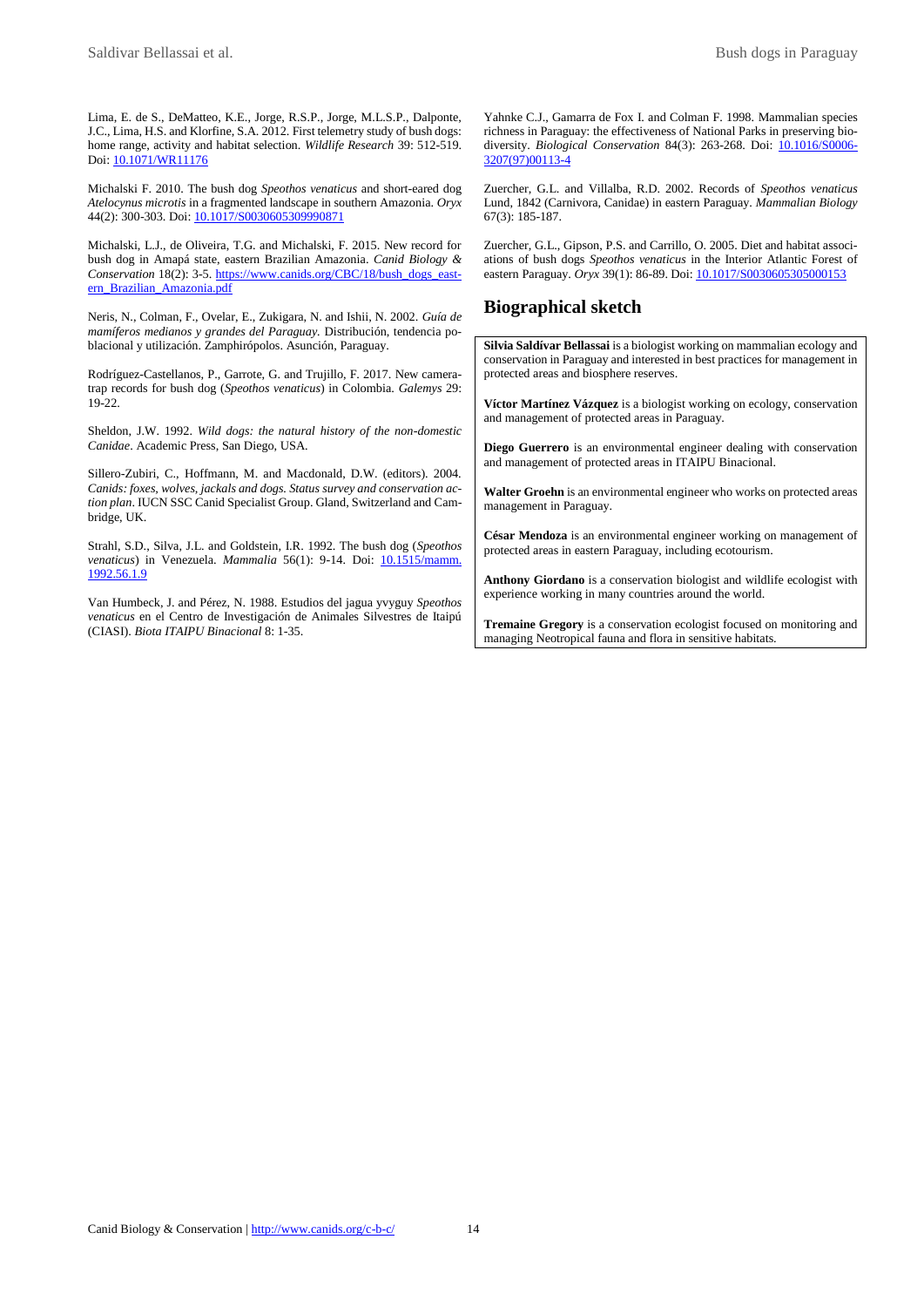Lima, E. de S., DeMatteo, K.E., Jorge, R.S.P., Jorge, M.L.S.P., Dalponte, J.C., Lima, H.S. and Klorfine, S.A. 2012. First telemetry study of bush dogs: home range, activity and habitat selection. *Wildlife Research* 39: 512-519. Doi: 10.1071/WR11176

Michalski F. 2010. The bush dog *Speothos venaticus* and short-eared dog *Atelocynus microtis* in a fragmented landscape in southern Amazonia. *Oryx* 44(2): 300-303. Doi: 10.1017/S0030605309990871

Michalski, L.J., de Oliveira, T.G. and Michalski, F. 2015. New record for bush dog in Amapá state, eastern Brazilian Amazonia. *Canid Biology & Conservation* 18(2): 3-5. https://www.canids.org/CBC/18/bush_dogs_eastern_Brazilian_Amazonia.pdf

Neris, N., Colman, F., Ovelar, E., Zukigara, N. and Ishii, N. 2002. *Guía de mamíferos medianos y grandes del Paraguay.* Distribución, tendencia poblacional y utilización. Zamphirópolos. Asunción, Paraguay.

Rodríguez-Castellanos, P., Garrote, G. and Trujillo, F. 2017. New camera-trap records for bush dog (*Speothos venaticus*) in Colombia. *Galemys* 29: 19-22.

Sheldon, J.W. 1992. *Wild dogs: the natural history of the non-domestic Canidae*. Academic Press, San Diego, USA.

Sillero-Zubiri, C., Hoffmann, M. and Macdonald, D.W. (editors). 2004. *Canids: foxes, wolves, jackals and dogs. Status survey and conservation action plan*. IUCN SSC Canid Specialist Group. Gland, Switzerland and Cambridge, UK.

Strahl, S.D., Silva, J.L. and Goldstein, I.R. 1992. The bush dog (*Speothos venaticus*) in Venezuela. *Mammalia* 56(1): 9-14. Doi: 10.1515/mamm.1992.56.1.9

Van Humbeck, J. and Pérez, N. 1988. Estudios del jagua yvyguy *Speothos venaticus* en el Centro de Investigación de Animales Silvestres de Itaipú (CIASI). *Biota ITAIPU Binacional* 8: 1-35.

Yahnke C.J., Gamarra de Fox I. and Colman F. 1998. Mammalian species richness in Paraguay: the effectiveness of National Parks in preserving biodiversity. *Biological Conservation* 84(3): 263-268. Doi: 10.1016/S0006-3207(97)00113-4

Zuercher, G.L. and Villalba, R.D. 2002. Records of *Speothos venaticus* Lund, 1842 (Carnivora, Canidae) in eastern Paraguay. *Mammalian Biology* 67(3): 185-187.

Zuercher, G.L., Gipson, P.S. and Carrillo, O. 2005. Diet and habitat associations of bush dogs *Speothos venaticus* in the Interior Atlantic Forest of eastern Paraguay. *Oryx* 39(1): 86-89. Doi: 10.1017/S0030605305000153

## Biographical sketch

**Silvia Saldívar Bellassai** is a biologist working on mammalian ecology and conservation in Paraguay and interested in best practices for management in protected areas and biosphere reserves.

**Víctor Martínez Vázquez** is a biologist working on ecology, conservation and management of protected areas in Paraguay.

**Diego Guerrero** is an environmental engineer dealing with conservation and management of protected areas in ITAIPU Binacional.

**Walter Groehn** is an environmental engineer who works on protected areas management in Paraguay.

**César Mendoza** is an environmental engineer working on management of protected areas in eastern Paraguay, including ecotourism.

**Anthony Giordano** is a conservation biologist and wildlife ecologist with experience working in many countries around the world.

**Tremaine Gregory** is a conservation ecologist focused on monitoring and managing Neotropical fauna and flora in sensitive habitats.